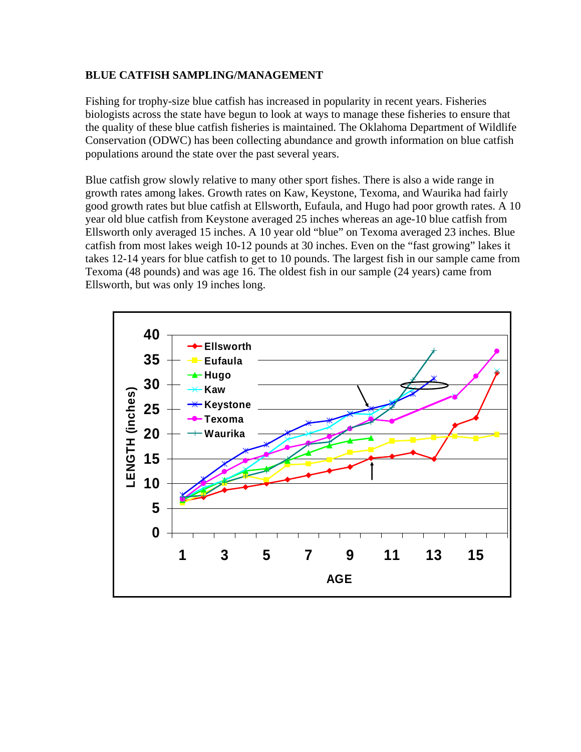**BLUE CATFISH SAMPLING/MANAGEMENT**

Fishing for trophy-size blue catfish has increased in popularity in recent years. Fisheries biologists across the state have begun to look at ways to manage these fisheries to ensure that the quality of these blue catfish fisheries is maintained. The Oklahoma Department of Wildlife Conservation (ODWC) has been collecting abundance and growth information on blue catfish populations around the state over the past several years.

Blue catfish grow slowly relative to many other sport fishes. There is also a wide range in growth rates among lakes. Growth rates on Kaw, Keystone, Texoma, and Waurika had fairly good growth rates but blue catfish at Ellsworth, Eufaula, and Hugo had poor growth rates. A 10 year old blue catfish from Keystone averaged 25 inches whereas an age-10 blue catfish from Ellsworth only averaged 15 inches. A 10 year old "blue" on Texoma averaged 23 inches. Blue catfish from most lakes weigh 10-12 pounds at 30 inches. Even on the "fast growing" lakes it takes 12-14 years for blue catfish to get to 10 pounds. The largest fish in our sample came from Texoma (48 pounds) and was age 16. The oldest fish in our sample (24 years) came from Ellsworth, but was only 19 inches long.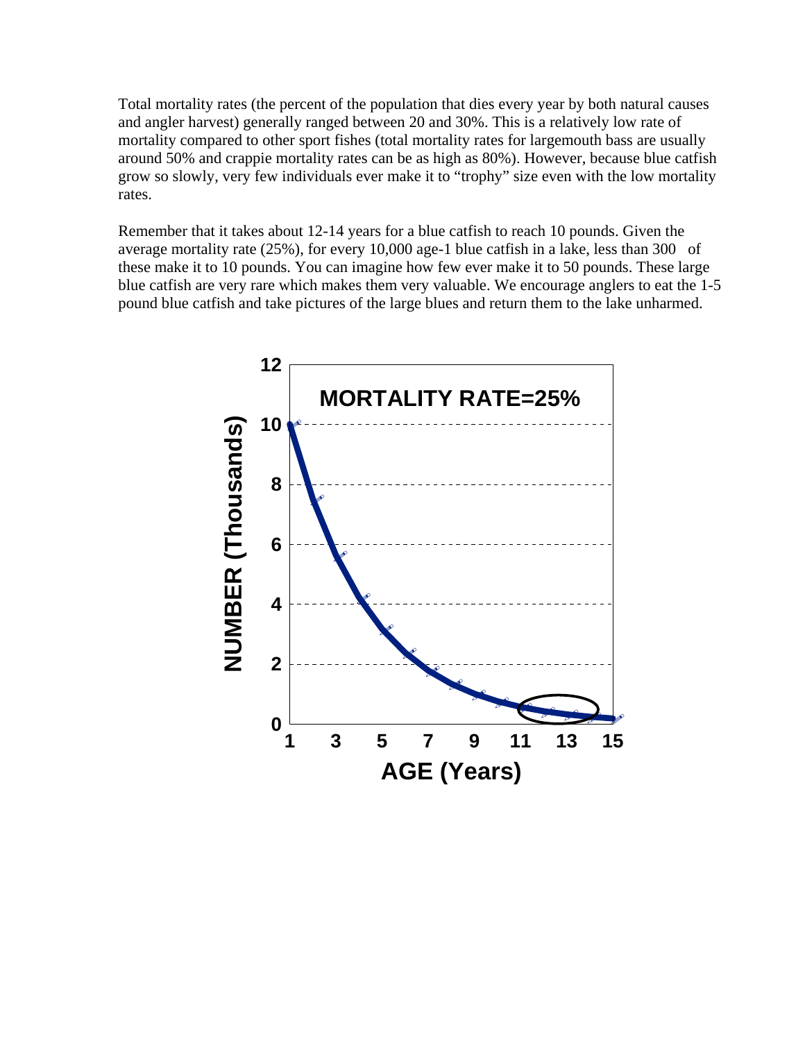Total mortality rates (the percent of the population that dies every year by both natural causes and angler harvest) generally ranged between 20 and 30%. This is a relatively low rate of mortality compared to other sport fishes (total mortality rates for largemouth bass are usually around 50% and crappie mortality rates can be as high as 80%). However, because blue catfish grow so slowly, very few individuals ever make it to "trophy" size even with the low mortality rates.

Remember that it takes about 12-14 years for a blue catfish to reach 10 pounds. Given the average mortality rate (25%), for every 10,000 age-1 blue catfish in a lake, less than 300 of these make it to 10 pounds. You can imagine how few ever make it to 50 pounds. These large blue catfish are very rare which makes them very valuable. We encourage anglers to eat the 1-5 pound blue catfish and take pictures of the large blues and return them to the lake unharmed.

MORTALITY RATE=25%

NUMBER (Thousands)

0
2
4
6
8
10
12

AGE (Years)

1
3
5
7
9
11
13
15